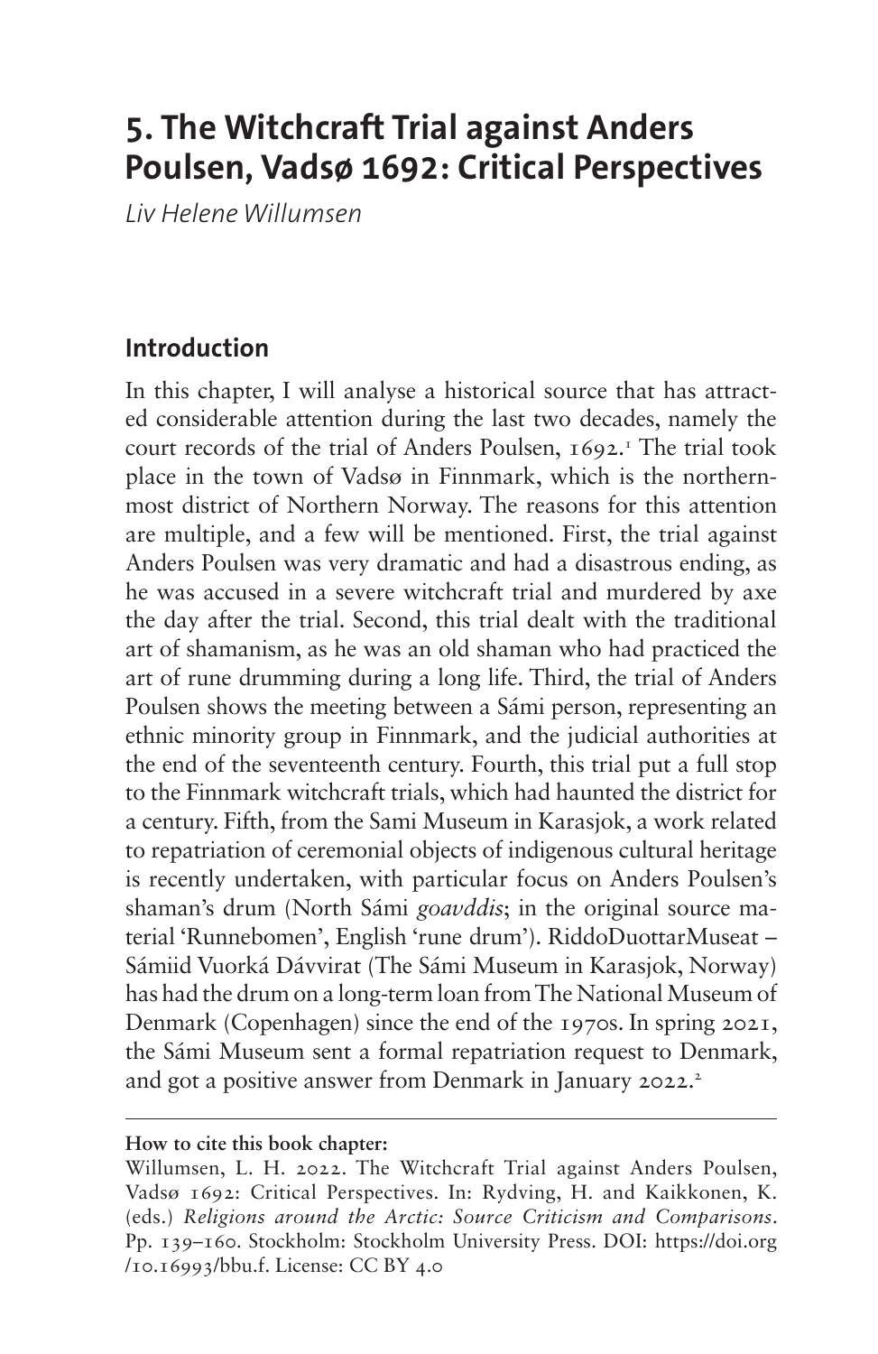# 5. The Witchcraft Trial against Anders Poulsen, Vadsø 1692: Critical Perspectives

*Liv Helene Willumsen*

## Introduction

In this chapter, I will analyse a historical source that has attracted considerable attention during the last two decades, namely the court records of the trial of Anders Poulsen, 1692.[1] The trial took place in the town of Vadsø in Finnmark, which is the northernmost district of Northern Norway. The reasons for this attention are multiple, and a few will be mentioned. First, the trial against Anders Poulsen was very dramatic and had a disastrous ending, as he was accused in a severe witchcraft trial and murdered by axe the day after the trial. Second, this trial dealt with the traditional art of shamanism, as he was an old shaman who had practiced the art of rune drumming during a long life. Third, the trial of Anders Poulsen shows the meeting between a Sámi person, representing an ethnic minority group in Finnmark, and the judicial authorities at the end of the seventeenth century. Fourth, this trial put a full stop to the Finnmark witchcraft trials, which had haunted the district for a century. Fifth, from the Sami Museum in Karasjok, a work related to repatriation of ceremonial objects of indigenous cultural heritage is recently undertaken, with particular focus on Anders Poulsen's shaman's drum (North Sámi *goavddis*; in the original source material 'Runnebomen', English 'rune drum'). RiddoDuottarMuseat – Sámiid Vuorká Dávvirat (The Sámi Museum in Karasjok, Norway) has had the drum on a long-term loan from The National Museum of Denmark (Copenhagen) since the end of the 1970s. In spring 2021, the Sámi Museum sent a formal repatriation request to Denmark, and got a positive answer from Denmark in January 2022.[2]

---

**How to cite this book chapter:**

Willumsen, L. H. 2022. The Witchcraft Trial against Anders Poulsen, Vadsø 1692: Critical Perspectives. In: Rydving, H. and Kaikkonen, K. (eds.) *Religions around the Arctic: Source Criticism and Comparisons*. Pp. 139–160. Stockholm: Stockholm University Press. DOI: https://doi.org/10.16993/bbu.f. License: CC BY 4.0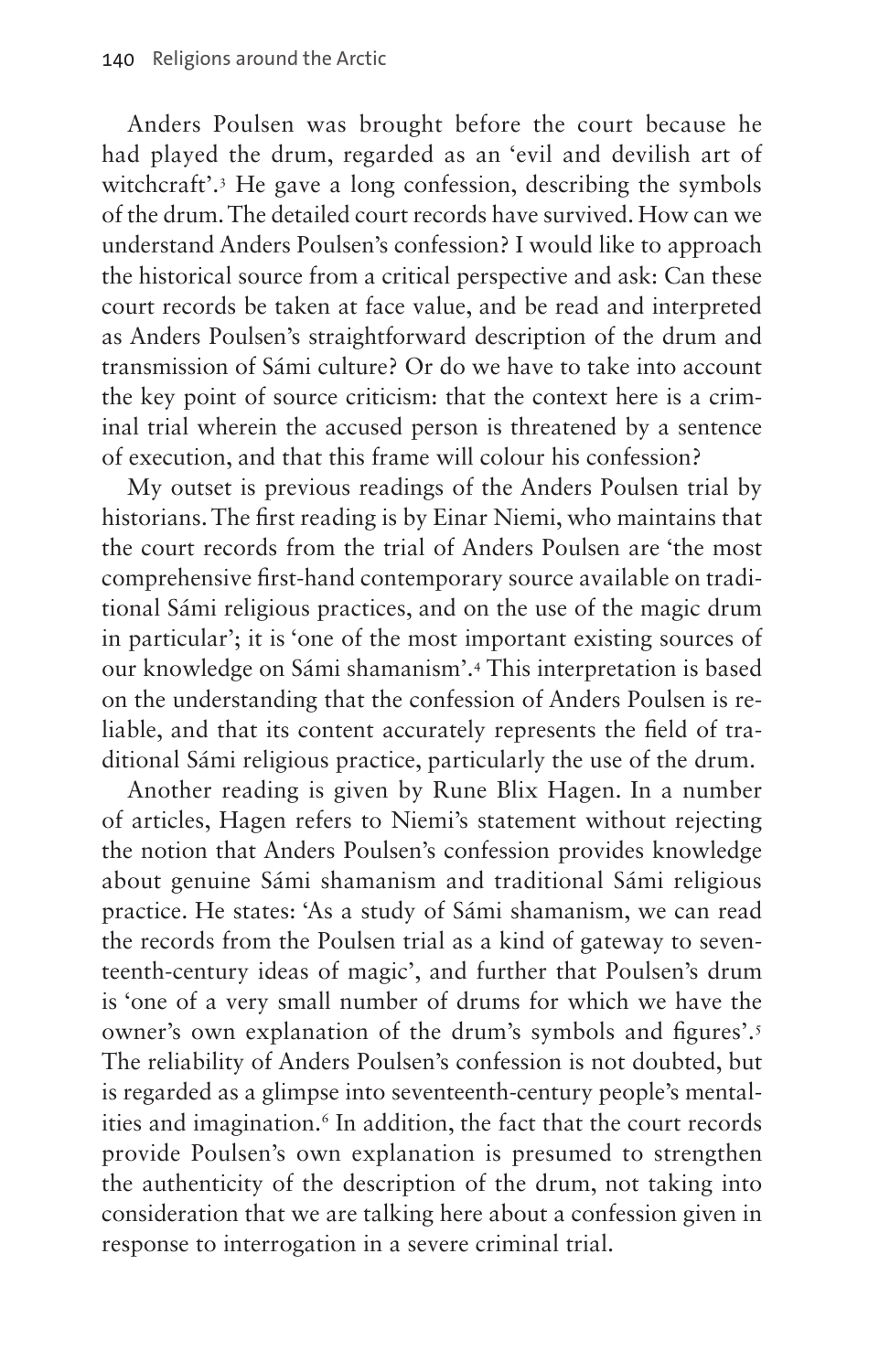Anders Poulsen was brought before the court because he had played the drum, regarded as an 'evil and devilish art of witchcraft'.[3] He gave a long confession, describing the symbols of the drum. The detailed court records have survived. How can we understand Anders Poulsen's confession? I would like to approach the historical source from a critical perspective and ask: Can these court records be taken at face value, and be read and interpreted as Anders Poulsen's straightforward description of the drum and transmission of Sámi culture? Or do we have to take into account the key point of source criticism: that the context here is a criminal trial wherein the accused person is threatened by a sentence of execution, and that this frame will colour his confession?

My outset is previous readings of the Anders Poulsen trial by historians. The first reading is by Einar Niemi, who maintains that the court records from the trial of Anders Poulsen are 'the most comprehensive first-hand contemporary source available on traditional Sámi religious practices, and on the use of the magic drum in particular'; it is 'one of the most important existing sources of our knowledge on Sámi shamanism'.[4] This interpretation is based on the understanding that the confession of Anders Poulsen is reliable, and that its content accurately represents the field of traditional Sámi religious practice, particularly the use of the drum.

Another reading is given by Rune Blix Hagen. In a number of articles, Hagen refers to Niemi's statement without rejecting the notion that Anders Poulsen's confession provides knowledge about genuine Sámi shamanism and traditional Sámi religious practice. He states: 'As a study of Sámi shamanism, we can read the records from the Poulsen trial as a kind of gateway to seventeenth-century ideas of magic', and further that Poulsen's drum is 'one of a very small number of drums for which we have the owner's own explanation of the drum's symbols and figures'.[5] The reliability of Anders Poulsen's confession is not doubted, but is regarded as a glimpse into seventeenth-century people's mentalities and imagination.[6] In addition, the fact that the court records provide Poulsen's own explanation is presumed to strengthen the authenticity of the description of the drum, not taking into consideration that we are talking here about a confession given in response to interrogation in a severe criminal trial.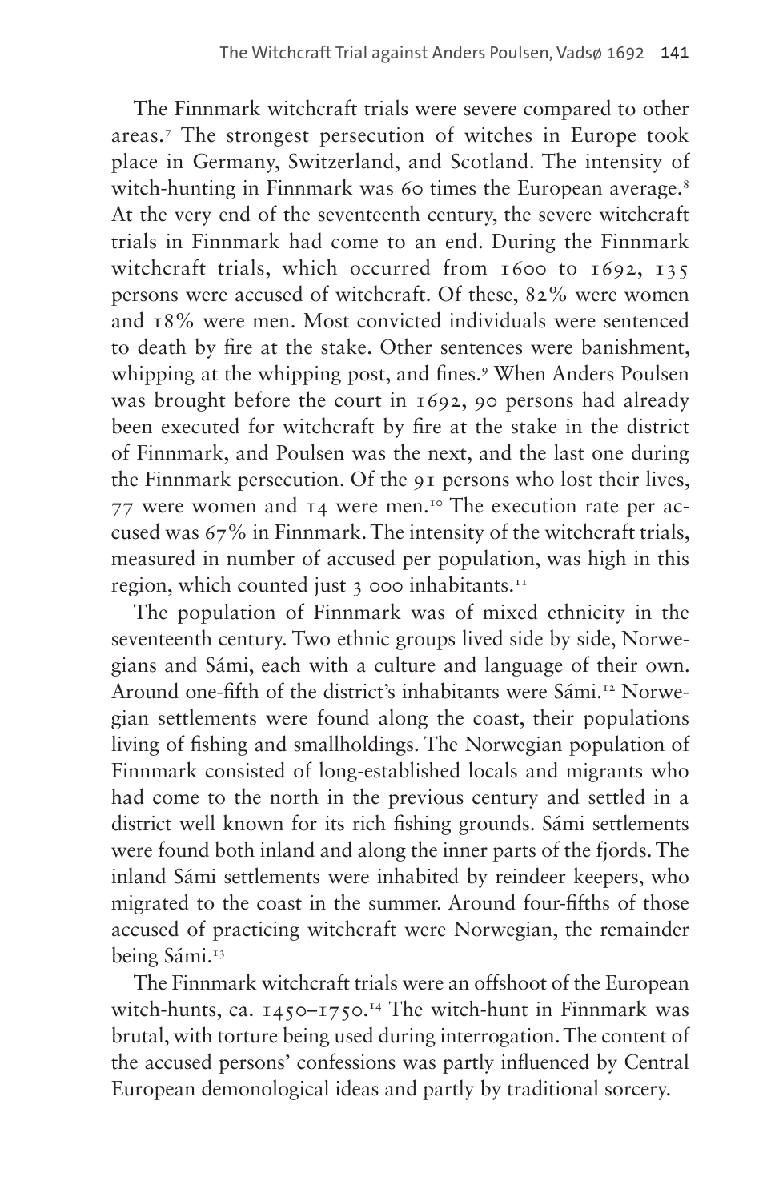The Finnmark witchcraft trials were severe compared to other areas.[7] The strongest persecution of witches in Europe took place in Germany, Switzerland, and Scotland. The intensity of witch-hunting in Finnmark was 60 times the European average.[8] At the very end of the seventeenth century, the severe witchcraft trials in Finnmark had come to an end. During the Finnmark witchcraft trials, which occurred from 1600 to 1692, 135 persons were accused of witchcraft. Of these, 82% were women and 18% were men. Most convicted individuals were sentenced to death by fire at the stake. Other sentences were banishment, whipping at the whipping post, and fines.[9] When Anders Poulsen was brought before the court in 1692, 90 persons had already been executed for witchcraft by fire at the stake in the district of Finnmark, and Poulsen was the next, and the last one during the Finnmark persecution. Of the 91 persons who lost their lives, 77 were women and 14 were men.[10] The execution rate per accused was 67% in Finnmark. The intensity of the witchcraft trials, measured in number of accused per population, was high in this region, which counted just 3 000 inhabitants.[11]

The population of Finnmark was of mixed ethnicity in the seventeenth century. Two ethnic groups lived side by side, Norwegians and Sámi, each with a culture and language of their own. Around one-fifth of the district's inhabitants were Sámi.[12] Norwegian settlements were found along the coast, their populations living of fishing and smallholdings. The Norwegian population of Finnmark consisted of long-established locals and migrants who had come to the north in the previous century and settled in a district well known for its rich fishing grounds. Sámi settlements were found both inland and along the inner parts of the fjords. The inland Sámi settlements were inhabited by reindeer keepers, who migrated to the coast in the summer. Around four-fifths of those accused of practicing witchcraft were Norwegian, the remainder being Sámi.[13]

The Finnmark witchcraft trials were an offshoot of the European witch-hunts, ca. 1450–1750.[14] The witch-hunt in Finnmark was brutal, with torture being used during interrogation. The content of the accused persons' confessions was partly influenced by Central European demonological ideas and partly by traditional sorcery.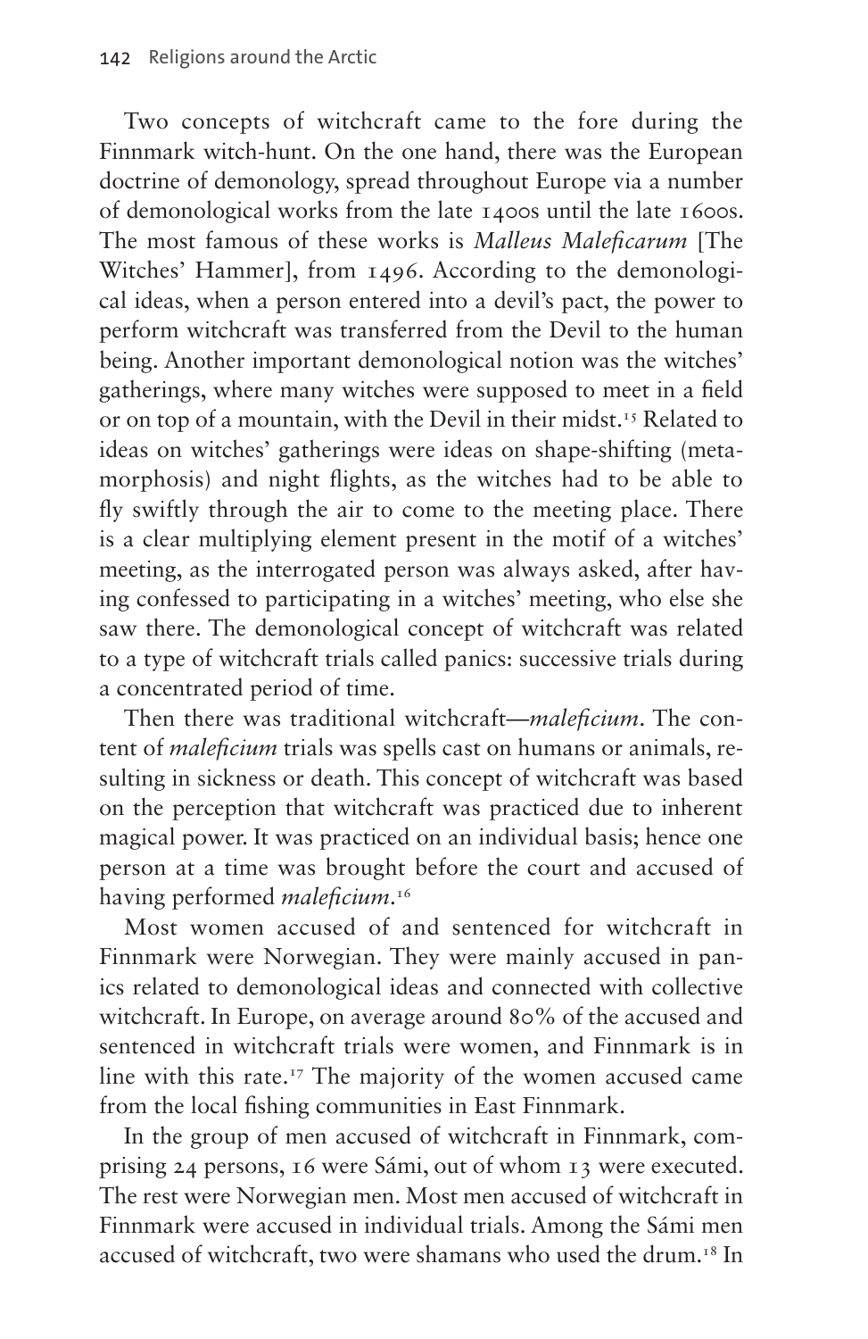Two concepts of witchcraft came to the fore during the Finnmark witch-hunt. On the one hand, there was the European doctrine of demonology, spread throughout Europe via a number of demonological works from the late 1400s until the late 1600s. The most famous of these works is *Malleus Maleficarum* [The Witches' Hammer], from 1496. According to the demonological ideas, when a person entered into a devil's pact, the power to perform witchcraft was transferred from the Devil to the human being. Another important demonological notion was the witches' gatherings, where many witches were supposed to meet in a field or on top of a mountain, with the Devil in their midst.[15] Related to ideas on witches' gatherings were ideas on shape-shifting (metamorphosis) and night flights, as the witches had to be able to fly swiftly through the air to come to the meeting place. There is a clear multiplying element present in the motif of a witches' meeting, as the interrogated person was always asked, after having confessed to participating in a witches' meeting, who else she saw there. The demonological concept of witchcraft was related to a type of witchcraft trials called panics: successive trials during a concentrated period of time.

Then there was traditional witchcraft—*maleficium*. The content of *maleficium* trials was spells cast on humans or animals, resulting in sickness or death. This concept of witchcraft was based on the perception that witchcraft was practiced due to inherent magical power. It was practiced on an individual basis; hence one person at a time was brought before the court and accused of having performed *maleficium*.[16]

Most women accused of and sentenced for witchcraft in Finnmark were Norwegian. They were mainly accused in panics related to demonological ideas and connected with collective witchcraft. In Europe, on average around 80% of the accused and sentenced in witchcraft trials were women, and Finnmark is in line with this rate.[17] The majority of the women accused came from the local fishing communities in East Finnmark.

In the group of men accused of witchcraft in Finnmark, comprising 24 persons, 16 were Sámi, out of whom 13 were executed. The rest were Norwegian men. Most men accused of witchcraft in Finnmark were accused in individual trials. Among the Sámi men accused of witchcraft, two were shamans who used the drum.[18] In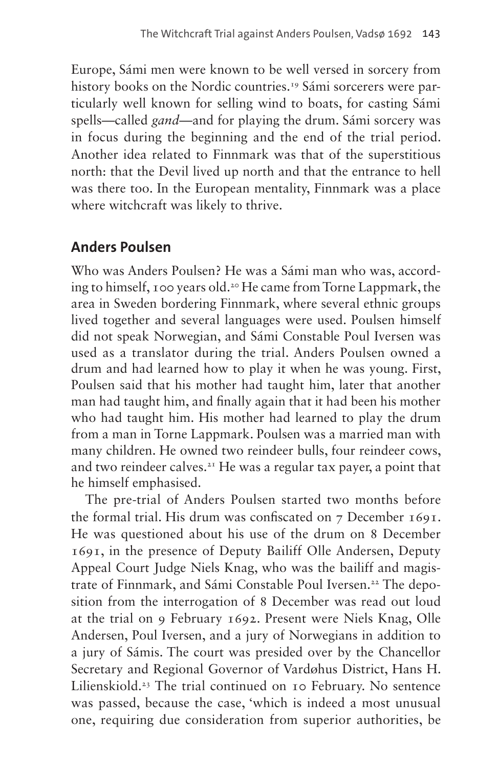Europe, Sámi men were known to be well versed in sorcery from history books on the Nordic countries.[19] Sámi sorcerers were particularly well known for selling wind to boats, for casting Sámi spells—called *gand*—and for playing the drum. Sámi sorcery was in focus during the beginning and the end of the trial period. Another idea related to Finnmark was that of the superstitious north: that the Devil lived up north and that the entrance to hell was there too. In the European mentality, Finnmark was a place where witchcraft was likely to thrive.

## Anders Poulsen

Who was Anders Poulsen? He was a Sámi man who was, according to himself, 100 years old.[20] He came from Torne Lappmark, the area in Sweden bordering Finnmark, where several ethnic groups lived together and several languages were used. Poulsen himself did not speak Norwegian, and Sámi Constable Poul Iversen was used as a translator during the trial. Anders Poulsen owned a drum and had learned how to play it when he was young. First, Poulsen said that his mother had taught him, later that another man had taught him, and finally again that it had been his mother who had taught him. His mother had learned to play the drum from a man in Torne Lappmark. Poulsen was a married man with many children. He owned two reindeer bulls, four reindeer cows, and two reindeer calves.[21] He was a regular tax payer, a point that he himself emphasised.

The pre-trial of Anders Poulsen started two months before the formal trial. His drum was confiscated on 7 December 1691. He was questioned about his use of the drum on 8 December 1691, in the presence of Deputy Bailiff Olle Andersen, Deputy Appeal Court Judge Niels Knag, who was the bailiff and magistrate of Finnmark, and Sámi Constable Poul Iversen.[22] The deposition from the interrogation of 8 December was read out loud at the trial on 9 February 1692. Present were Niels Knag, Olle Andersen, Poul Iversen, and a jury of Norwegians in addition to a jury of Sámis. The court was presided over by the Chancellor Secretary and Regional Governor of Vardøhus District, Hans H. Lilienskiold.[23] The trial continued on 10 February. No sentence was passed, because the case, 'which is indeed a most unusual one, requiring due consideration from superior authorities, be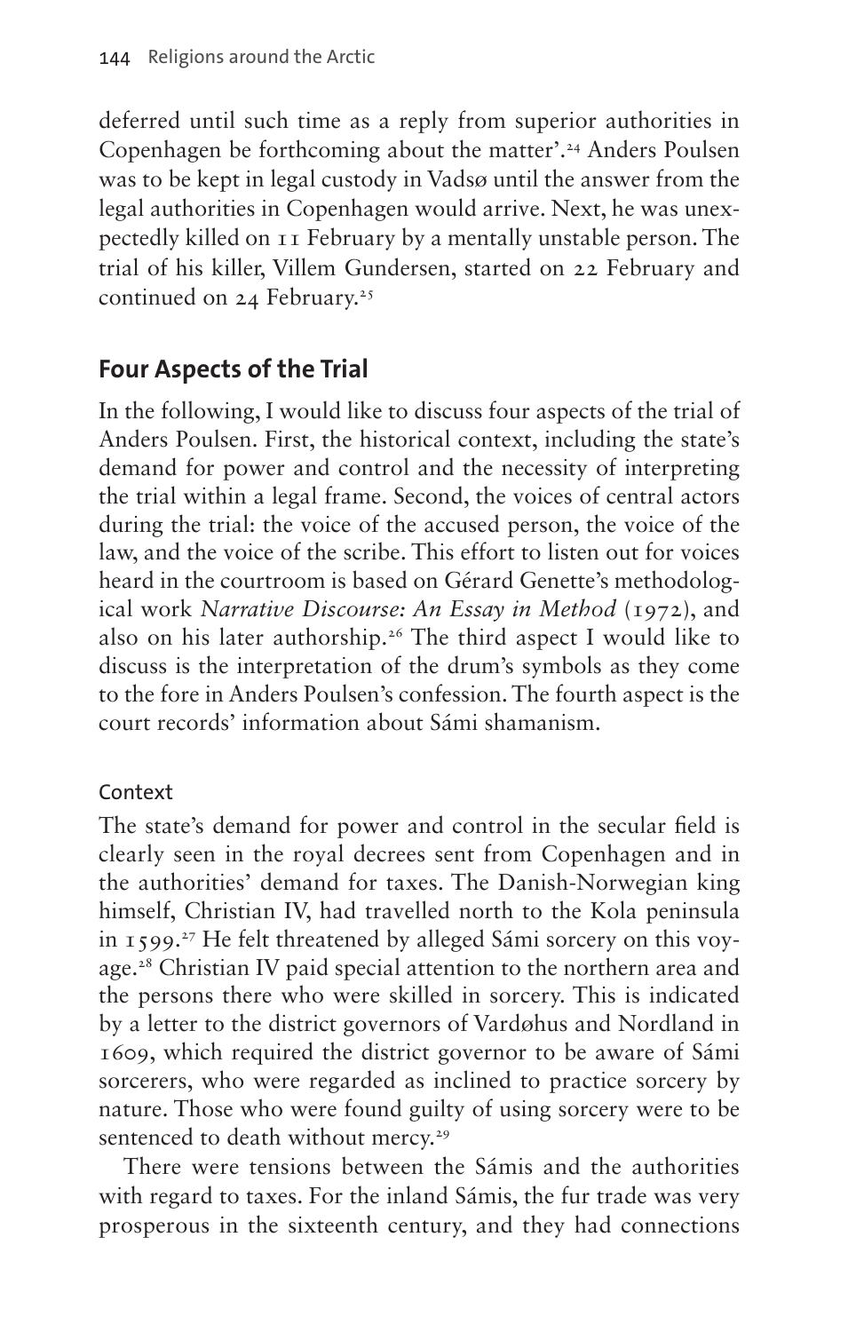deferred until such time as a reply from superior authorities in Copenhagen be forthcoming about the matter'.[24] Anders Poulsen was to be kept in legal custody in Vadsø until the answer from the legal authorities in Copenhagen would arrive. Next, he was unexpectedly killed on 11 February by a mentally unstable person. The trial of his killer, Villem Gundersen, started on 22 February and continued on 24 February.[25]

## Four Aspects of the Trial

In the following, I would like to discuss four aspects of the trial of Anders Poulsen. First, the historical context, including the state's demand for power and control and the necessity of interpreting the trial within a legal frame. Second, the voices of central actors during the trial: the voice of the accused person, the voice of the law, and the voice of the scribe. This effort to listen out for voices heard in the courtroom is based on Gérard Genette's methodological work *Narrative Discourse: An Essay in Method* (1972), and also on his later authorship.[26] The third aspect I would like to discuss is the interpretation of the drum's symbols as they come to the fore in Anders Poulsen's confession. The fourth aspect is the court records' information about Sámi shamanism.

### Context

The state's demand for power and control in the secular field is clearly seen in the royal decrees sent from Copenhagen and in the authorities' demand for taxes. The Danish-Norwegian king himself, Christian IV, had travelled north to the Kola peninsula in 1599.[27] He felt threatened by alleged Sámi sorcery on this voyage.[28] Christian IV paid special attention to the northern area and the persons there who were skilled in sorcery. This is indicated by a letter to the district governors of Vardøhus and Nordland in 1609, which required the district governor to be aware of Sámi sorcerers, who were regarded as inclined to practice sorcery by nature. Those who were found guilty of using sorcery were to be sentenced to death without mercy.[29]

There were tensions between the Sámis and the authorities with regard to taxes. For the inland Sámis, the fur trade was very prosperous in the sixteenth century, and they had connections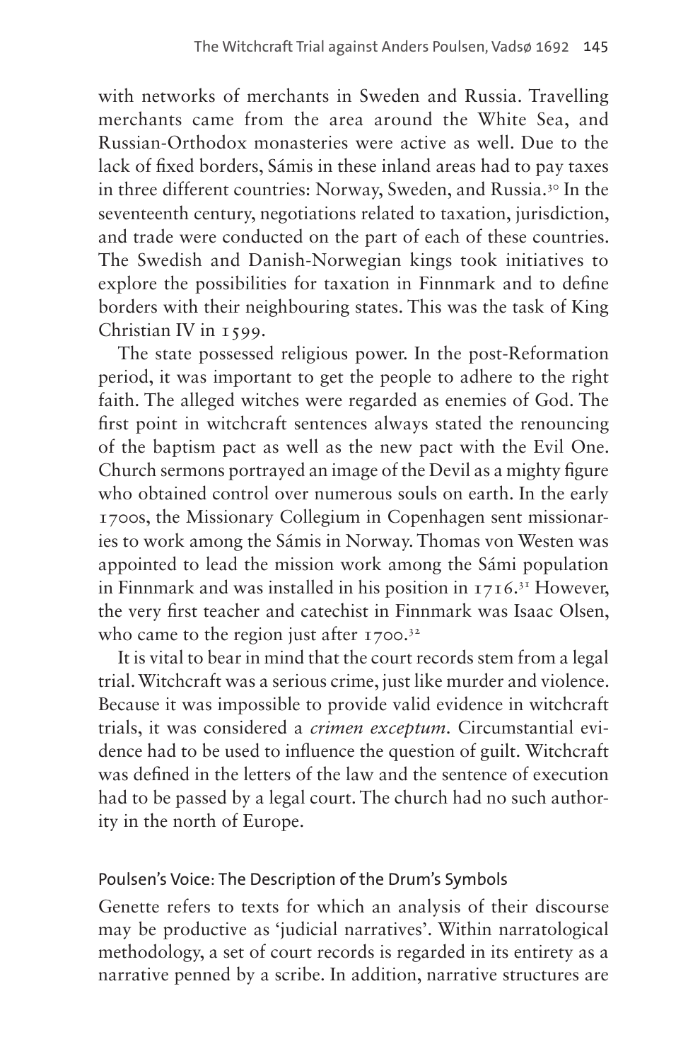with networks of merchants in Sweden and Russia. Travelling merchants came from the area around the White Sea, and Russian-Orthodox monasteries were active as well. Due to the lack of fixed borders, Sámis in these inland areas had to pay taxes in three different countries: Norway, Sweden, and Russia.[30] In the seventeenth century, negotiations related to taxation, jurisdiction, and trade were conducted on the part of each of these countries. The Swedish and Danish-Norwegian kings took initiatives to explore the possibilities for taxation in Finnmark and to define borders with their neighbouring states. This was the task of King Christian IV in 1599.

The state possessed religious power. In the post-Reformation period, it was important to get the people to adhere to the right faith. The alleged witches were regarded as enemies of God. The first point in witchcraft sentences always stated the renouncing of the baptism pact as well as the new pact with the Evil One. Church sermons portrayed an image of the Devil as a mighty figure who obtained control over numerous souls on earth. In the early 1700s, the Missionary Collegium in Copenhagen sent missionaries to work among the Sámis in Norway. Thomas von Westen was appointed to lead the mission work among the Sámi population in Finnmark and was installed in his position in 1716.[31] However, the very first teacher and catechist in Finnmark was Isaac Olsen, who came to the region just after 1700.[32]

It is vital to bear in mind that the court records stem from a legal trial. Witchcraft was a serious crime, just like murder and violence. Because it was impossible to provide valid evidence in witchcraft trials, it was considered a *crimen exceptum*. Circumstantial evidence had to be used to influence the question of guilt. Witchcraft was defined in the letters of the law and the sentence of execution had to be passed by a legal court. The church had no such authority in the north of Europe.

## Poulsen's Voice: The Description of the Drum's Symbols

Genette refers to texts for which an analysis of their discourse may be productive as 'judicial narratives'. Within narratological methodology, a set of court records is regarded in its entirety as a narrative penned by a scribe. In addition, narrative structures are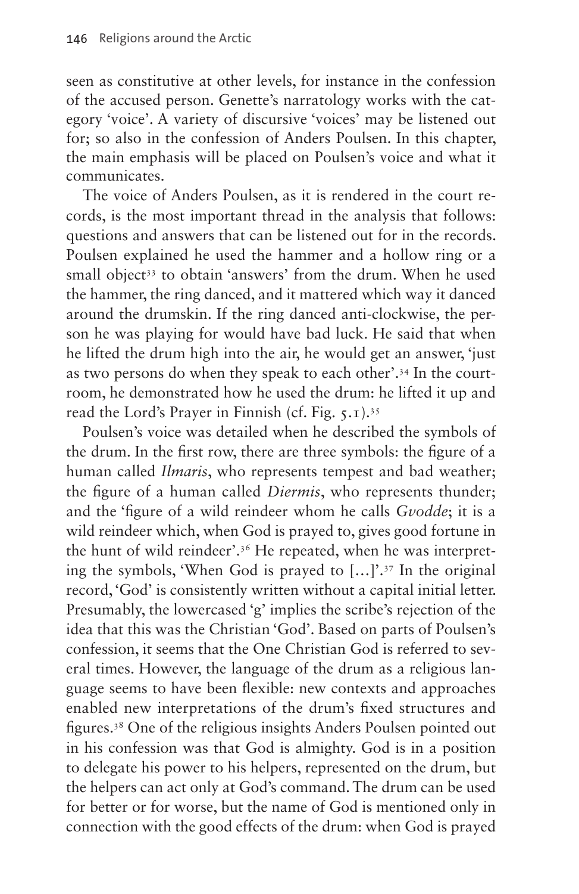seen as constitutive at other levels, for instance in the confession of the accused person. Genette's narratology works with the category 'voice'. A variety of discursive 'voices' may be listened out for; so also in the confession of Anders Poulsen. In this chapter, the main emphasis will be placed on Poulsen's voice and what it communicates.

The voice of Anders Poulsen, as it is rendered in the court records, is the most important thread in the analysis that follows: questions and answers that can be listened out for in the records. Poulsen explained he used the hammer and a hollow ring or a small object[33] to obtain 'answers' from the drum. When he used the hammer, the ring danced, and it mattered which way it danced around the drumskin. If the ring danced anti-clockwise, the person he was playing for would have bad luck. He said that when he lifted the drum high into the air, he would get an answer, 'just as two persons do when they speak to each other'.[34] In the courtroom, he demonstrated how he used the drum: he lifted it up and read the Lord's Prayer in Finnish (cf. Fig. 5.1).[35]

Poulsen's voice was detailed when he described the symbols of the drum. In the first row, there are three symbols: the figure of a human called *Ilmaris*, who represents tempest and bad weather; the figure of a human called *Diermis*, who represents thunder; and the 'figure of a wild reindeer whom he calls *Gvodde*; it is a wild reindeer which, when God is prayed to, gives good fortune in the hunt of wild reindeer'.[36] He repeated, when he was interpreting the symbols, 'When God is prayed to […]'.[37] In the original record, 'God' is consistently written without a capital initial letter. Presumably, the lowercased 'g' implies the scribe's rejection of the idea that this was the Christian 'God'. Based on parts of Poulsen's confession, it seems that the One Christian God is referred to several times. However, the language of the drum as a religious language seems to have been flexible: new contexts and approaches enabled new interpretations of the drum's fixed structures and figures.[38] One of the religious insights Anders Poulsen pointed out in his confession was that God is almighty. God is in a position to delegate his power to his helpers, represented on the drum, but the helpers can act only at God's command. The drum can be used for better or for worse, but the name of God is mentioned only in connection with the good effects of the drum: when God is prayed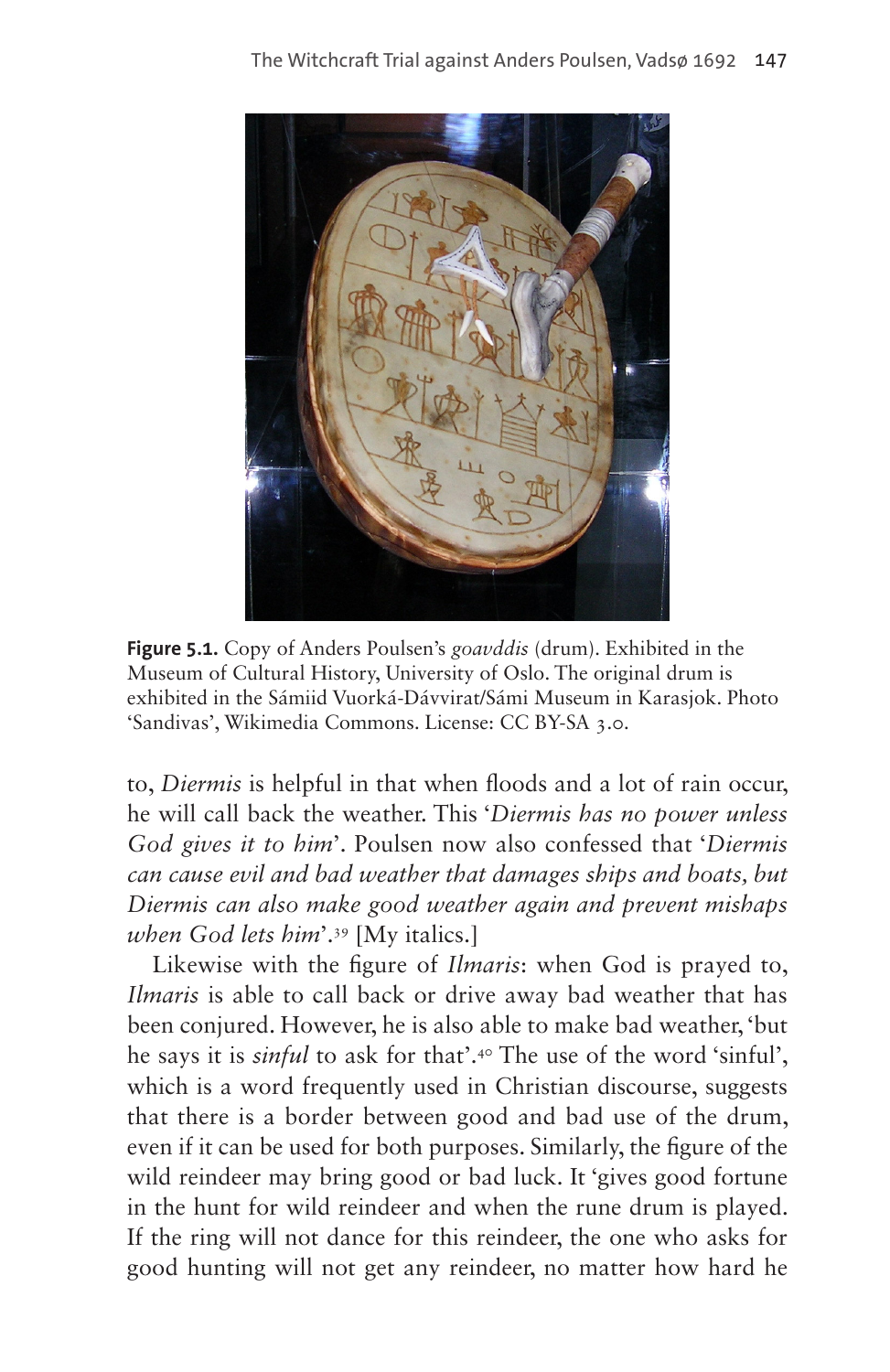**Figure 5.1.** Copy of Anders Poulsen's *goavddis* (drum). Exhibited in the Museum of Cultural History, University of Oslo. The original drum is exhibited in the Sámiid Vuorká-Dávvirat/Sámi Museum in Karasjok. Photo 'Sandivas', Wikimedia Commons. License: CC BY-SA 3.0.

to, *Diermis* is helpful in that when floods and a lot of rain occur, he will call back the weather. This '*Diermis has no power unless God gives it to him*'. Poulsen now also confessed that '*Diermis can cause evil and bad weather that damages ships and boats, but Diermis can also make good weather again and prevent mishaps when God lets him*'.[39] [My italics.]

Likewise with the figure of *Ilmaris*: when God is prayed to, *Ilmaris* is able to call back or drive away bad weather that has been conjured. However, he is also able to make bad weather, 'but he says it is *sinful* to ask for that'.[40] The use of the word 'sinful', which is a word frequently used in Christian discourse, suggests that there is a border between good and bad use of the drum, even if it can be used for both purposes. Similarly, the figure of the wild reindeer may bring good or bad luck. It 'gives good fortune in the hunt for wild reindeer and when the rune drum is played. If the ring will not dance for this reindeer, the one who asks for good hunting will not get any reindeer, no matter how hard he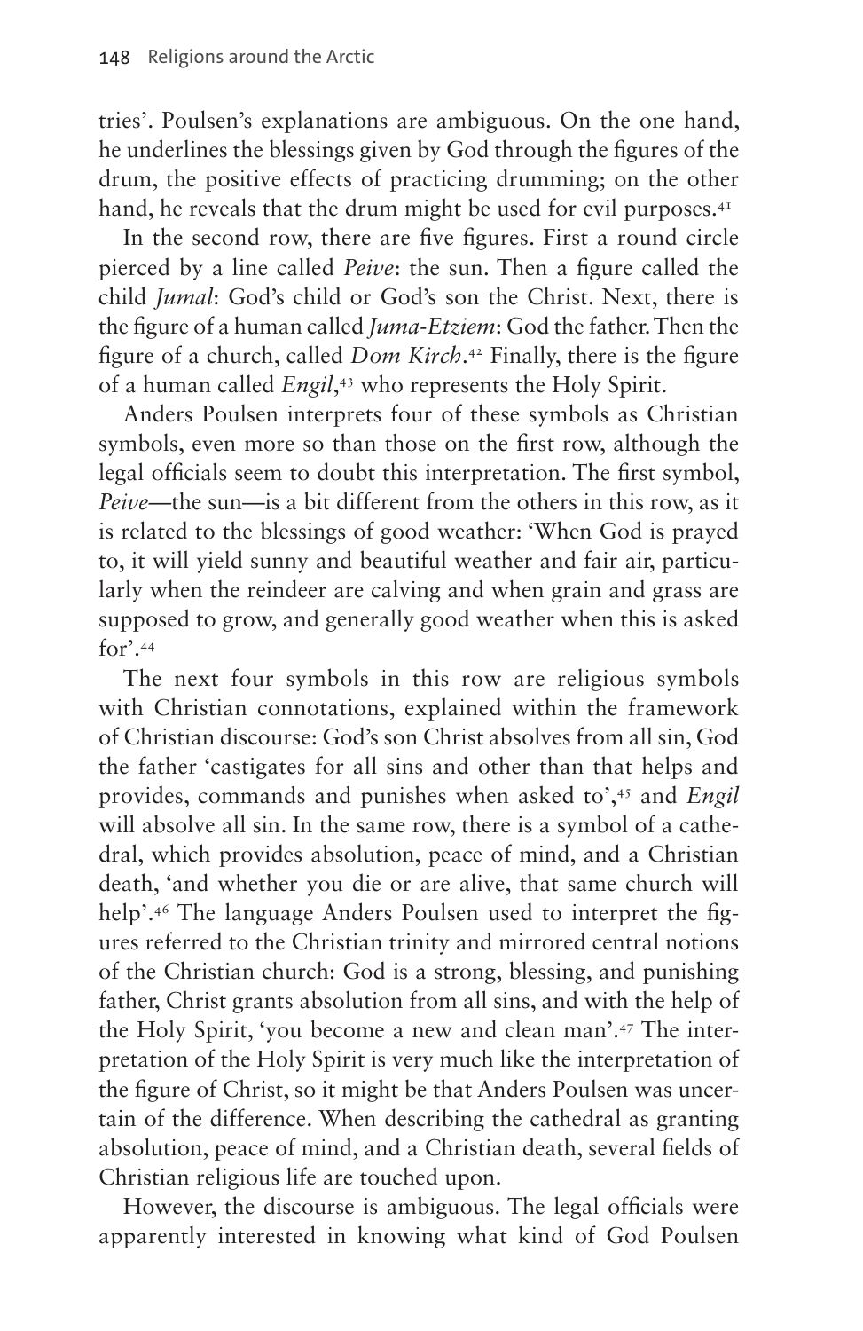tries'. Poulsen's explanations are ambiguous. On the one hand, he underlines the blessings given by God through the figures of the drum, the positive effects of practicing drumming; on the other hand, he reveals that the drum might be used for evil purposes.[41]

In the second row, there are five figures. First a round circle pierced by a line called *Peive*: the sun. Then a figure called the child *Jumal*: God's child or God's son the Christ. Next, there is the figure of a human called *Juma-Etziem*: God the father. Then the figure of a church, called *Dom Kirch*.[42] Finally, there is the figure of a human called *Engil*,[43] who represents the Holy Spirit.

Anders Poulsen interprets four of these symbols as Christian symbols, even more so than those on the first row, although the legal officials seem to doubt this interpretation. The first symbol, *Peive*—the sun—is a bit different from the others in this row, as it is related to the blessings of good weather: 'When God is prayed to, it will yield sunny and beautiful weather and fair air, particularly when the reindeer are calving and when grain and grass are supposed to grow, and generally good weather when this is asked for'.[44]

The next four symbols in this row are religious symbols with Christian connotations, explained within the framework of Christian discourse: God's son Christ absolves from all sin, God the father 'castigates for all sins and other than that helps and provides, commands and punishes when asked to',[45] and *Engil* will absolve all sin. In the same row, there is a symbol of a cathedral, which provides absolution, peace of mind, and a Christian death, 'and whether you die or are alive, that same church will help'.[46] The language Anders Poulsen used to interpret the figures referred to the Christian trinity and mirrored central notions of the Christian church: God is a strong, blessing, and punishing father, Christ grants absolution from all sins, and with the help of the Holy Spirit, 'you become a new and clean man'.[47] The interpretation of the Holy Spirit is very much like the interpretation of the figure of Christ, so it might be that Anders Poulsen was uncertain of the difference. When describing the cathedral as granting absolution, peace of mind, and a Christian death, several fields of Christian religious life are touched upon.

However, the discourse is ambiguous. The legal officials were apparently interested in knowing what kind of God Poulsen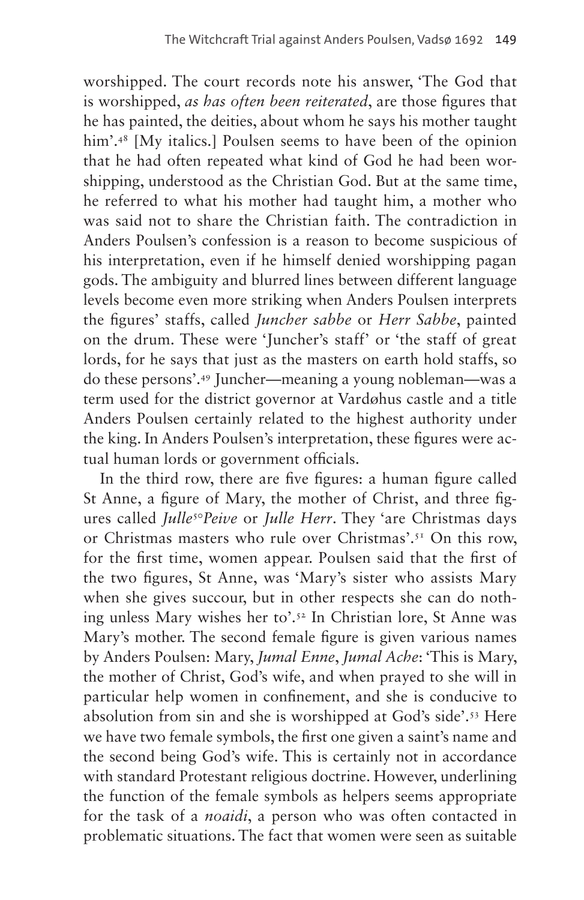worshipped. The court records note his answer, 'The God that is worshipped, *as has often been reiterated*, are those figures that he has painted, the deities, about whom he says his mother taught him'.[48] [My italics.] Poulsen seems to have been of the opinion that he had often repeated what kind of God he had been worshipping, understood as the Christian God. But at the same time, he referred to what his mother had taught him, a mother who was said not to share the Christian faith. The contradiction in Anders Poulsen's confession is a reason to become suspicious of his interpretation, even if he himself denied worshipping pagan gods. The ambiguity and blurred lines between different language levels become even more striking when Anders Poulsen interprets the figures' staffs, called *Juncher sabbe* or *Herr Sabbe*, painted on the drum. These were 'Juncher's staff' or 'the staff of great lords, for he says that just as the masters on earth hold staffs, so do these persons'.[49] Juncher—meaning a young nobleman—was a term used for the district governor at Vardøhus castle and a title Anders Poulsen certainly related to the highest authority under the king. In Anders Poulsen's interpretation, these figures were actual human lords or government officials.

In the third row, there are five figures: a human figure called St Anne, a figure of Mary, the mother of Christ, and three figures called *Julle*[50]*Peive* or *Julle Herr*. They 'are Christmas days or Christmas masters who rule over Christmas'.[51] On this row, for the first time, women appear. Poulsen said that the first of the two figures, St Anne, was 'Mary's sister who assists Mary when she gives succour, but in other respects she can do nothing unless Mary wishes her to'.[52] In Christian lore, St Anne was Mary's mother. The second female figure is given various names by Anders Poulsen: Mary, *Jumal Enne*, *Jumal Ache*: 'This is Mary, the mother of Christ, God's wife, and when prayed to she will in particular help women in confinement, and she is conducive to absolution from sin and she is worshipped at God's side'.[53] Here we have two female symbols, the first one given a saint's name and the second being God's wife. This is certainly not in accordance with standard Protestant religious doctrine. However, underlining the function of the female symbols as helpers seems appropriate for the task of a *noaidi*, a person who was often contacted in problematic situations. The fact that women were seen as suitable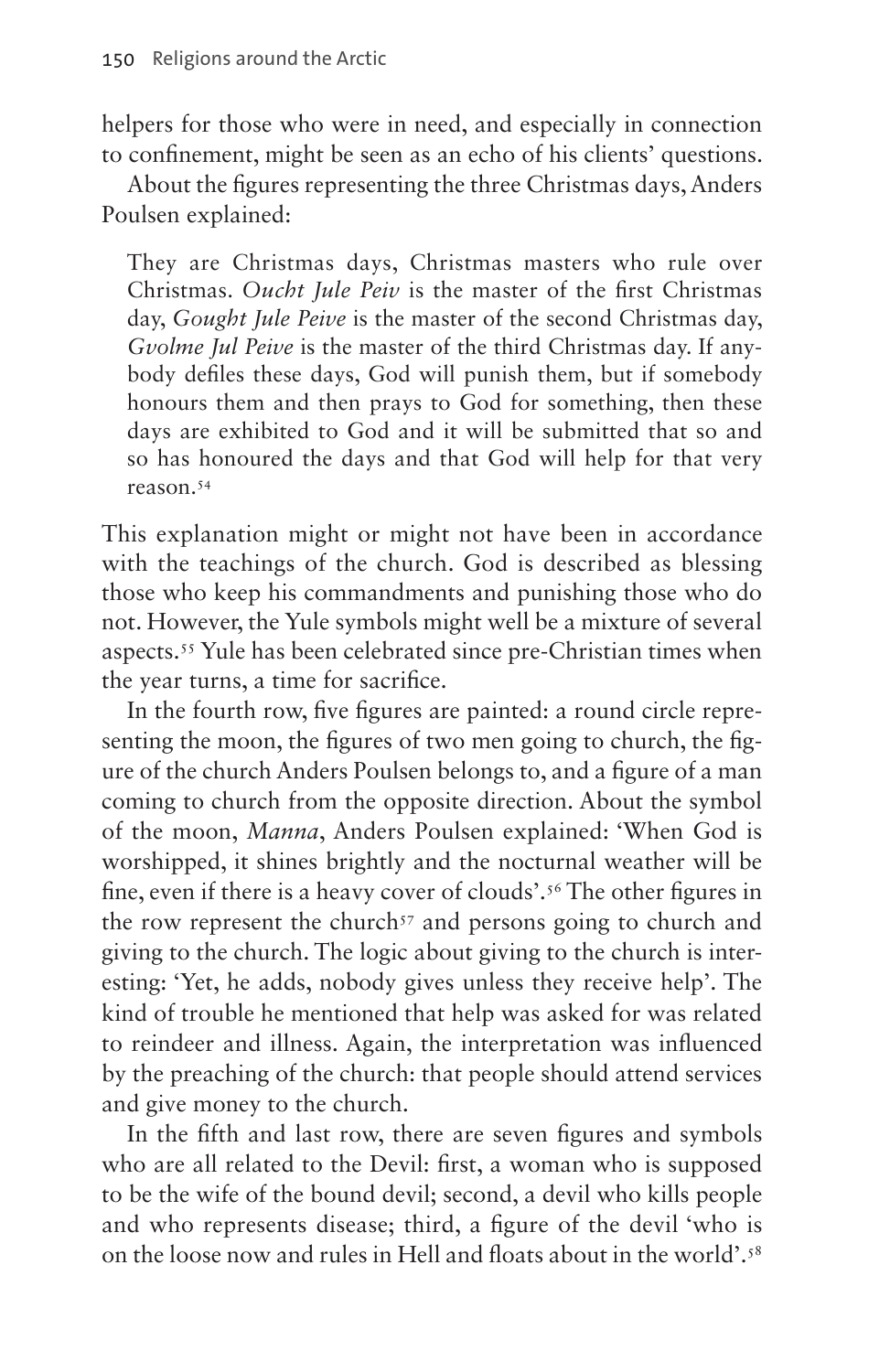helpers for those who were in need, and especially in connection to confinement, might be seen as an echo of his clients' questions.

About the figures representing the three Christmas days, Anders Poulsen explained:

> They are Christmas days, Christmas masters who rule over Christmas. *Oucht Jule Peiv* is the master of the first Christmas day, *Gought Jule Peive* is the master of the second Christmas day, *Gvolme Jul Peive* is the master of the third Christmas day. If anybody defiles these days, God will punish them, but if somebody honours them and then prays to God for something, then these days are exhibited to God and it will be submitted that so and so has honoured the days and that God will help for that very reason.[54]

This explanation might or might not have been in accordance with the teachings of the church. God is described as blessing those who keep his commandments and punishing those who do not. However, the Yule symbols might well be a mixture of several aspects.[55] Yule has been celebrated since pre-Christian times when the year turns, a time for sacrifice.

In the fourth row, five figures are painted: a round circle representing the moon, the figures of two men going to church, the figure of the church Anders Poulsen belongs to, and a figure of a man coming to church from the opposite direction. About the symbol of the moon, *Manna*, Anders Poulsen explained: 'When God is worshipped, it shines brightly and the nocturnal weather will be fine, even if there is a heavy cover of clouds'.[56] The other figures in the row represent the church[57] and persons going to church and giving to the church. The logic about giving to the church is interesting: 'Yet, he adds, nobody gives unless they receive help'. The kind of trouble he mentioned that help was asked for was related to reindeer and illness. Again, the interpretation was influenced by the preaching of the church: that people should attend services and give money to the church.

In the fifth and last row, there are seven figures and symbols who are all related to the Devil: first, a woman who is supposed to be the wife of the bound devil; second, a devil who kills people and who represents disease; third, a figure of the devil 'who is on the loose now and rules in Hell and floats about in the world'.[58]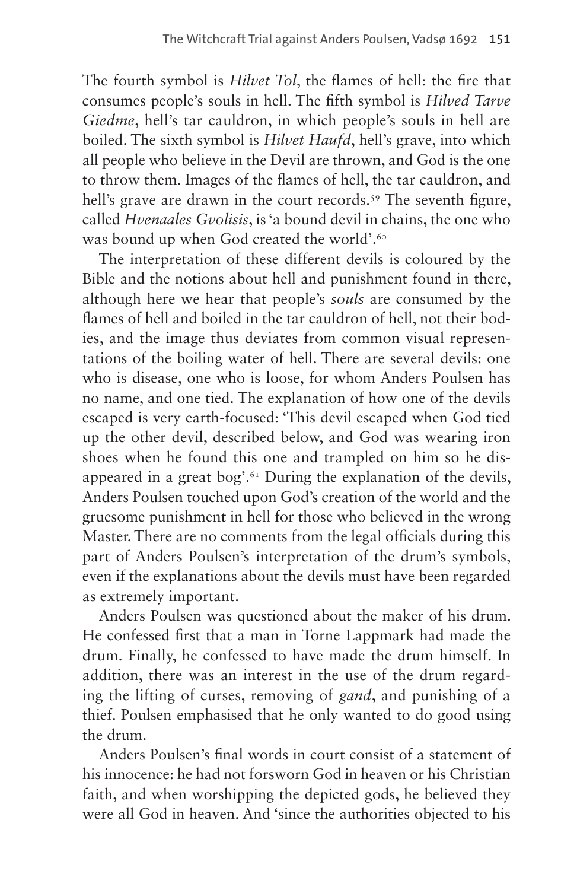The fourth symbol is *Hilvet Tol*, the flames of hell: the fire that consumes people's souls in hell. The fifth symbol is *Hilved Tarve Giedme*, hell's tar cauldron, in which people's souls in hell are boiled. The sixth symbol is *Hilvet Haufd*, hell's grave, into which all people who believe in the Devil are thrown, and God is the one to throw them. Images of the flames of hell, the tar cauldron, and hell's grave are drawn in the court records.[59] The seventh figure, called *Hvenaales Gvolisis*, is 'a bound devil in chains, the one who was bound up when God created the world'.[60]

The interpretation of these different devils is coloured by the Bible and the notions about hell and punishment found in there, although here we hear that people's *souls* are consumed by the flames of hell and boiled in the tar cauldron of hell, not their bodies, and the image thus deviates from common visual representations of the boiling water of hell. There are several devils: one who is disease, one who is loose, for whom Anders Poulsen has no name, and one tied. The explanation of how one of the devils escaped is very earth-focused: 'This devil escaped when God tied up the other devil, described below, and God was wearing iron shoes when he found this one and trampled on him so he disappeared in a great bog'.[61] During the explanation of the devils, Anders Poulsen touched upon God's creation of the world and the gruesome punishment in hell for those who believed in the wrong Master. There are no comments from the legal officials during this part of Anders Poulsen's interpretation of the drum's symbols, even if the explanations about the devils must have been regarded as extremely important.

Anders Poulsen was questioned about the maker of his drum. He confessed first that a man in Torne Lappmark had made the drum. Finally, he confessed to have made the drum himself. In addition, there was an interest in the use of the drum regarding the lifting of curses, removing of *gand*, and punishing of a thief. Poulsen emphasised that he only wanted to do good using the drum.

Anders Poulsen's final words in court consist of a statement of his innocence: he had not forsworn God in heaven or his Christian faith, and when worshipping the depicted gods, he believed they were all God in heaven. And 'since the authorities objected to his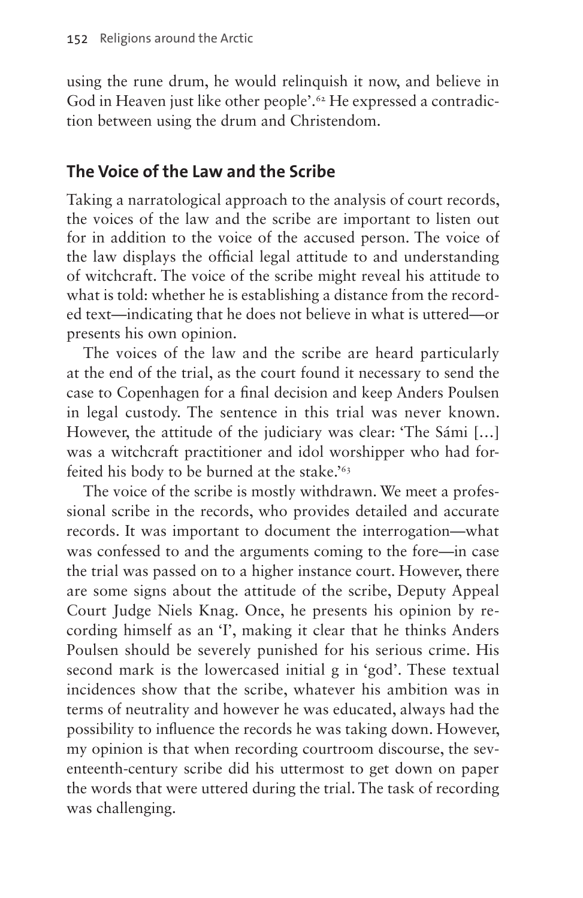using the rune drum, he would relinquish it now, and believe in God in Heaven just like other people'.[62] He expressed a contradiction between using the drum and Christendom.

## The Voice of the Law and the Scribe

Taking a narratological approach to the analysis of court records, the voices of the law and the scribe are important to listen out for in addition to the voice of the accused person. The voice of the law displays the official legal attitude to and understanding of witchcraft. The voice of the scribe might reveal his attitude to what is told: whether he is establishing a distance from the recorded text—indicating that he does not believe in what is uttered—or presents his own opinion.

The voices of the law and the scribe are heard particularly at the end of the trial, as the court found it necessary to send the case to Copenhagen for a final decision and keep Anders Poulsen in legal custody. The sentence in this trial was never known. However, the attitude of the judiciary was clear: 'The Sámi […] was a witchcraft practitioner and idol worshipper who had forfeited his body to be burned at the stake.'[63]

The voice of the scribe is mostly withdrawn. We meet a professional scribe in the records, who provides detailed and accurate records. It was important to document the interrogation—what was confessed to and the arguments coming to the fore—in case the trial was passed on to a higher instance court. However, there are some signs about the attitude of the scribe, Deputy Appeal Court Judge Niels Knag. Once, he presents his opinion by recording himself as an 'I', making it clear that he thinks Anders Poulsen should be severely punished for his serious crime. His second mark is the lowercased initial g in 'god'. These textual incidences show that the scribe, whatever his ambition was in terms of neutrality and however he was educated, always had the possibility to influence the records he was taking down. However, my opinion is that when recording courtroom discourse, the seventeenth-century scribe did his uttermost to get down on paper the words that were uttered during the trial. The task of recording was challenging.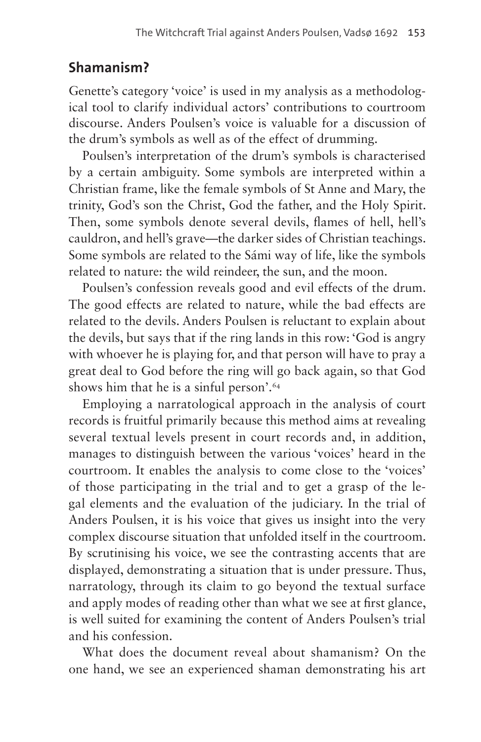## Shamanism?

Genette's category 'voice' is used in my analysis as a methodological tool to clarify individual actors' contributions to courtroom discourse. Anders Poulsen's voice is valuable for a discussion of the drum's symbols as well as of the effect of drumming.

Poulsen's interpretation of the drum's symbols is characterised by a certain ambiguity. Some symbols are interpreted within a Christian frame, like the female symbols of St Anne and Mary, the trinity, God's son the Christ, God the father, and the Holy Spirit. Then, some symbols denote several devils, flames of hell, hell's cauldron, and hell's grave—the darker sides of Christian teachings. Some symbols are related to the Sámi way of life, like the symbols related to nature: the wild reindeer, the sun, and the moon.

Poulsen's confession reveals good and evil effects of the drum. The good effects are related to nature, while the bad effects are related to the devils. Anders Poulsen is reluctant to explain about the devils, but says that if the ring lands in this row: 'God is angry with whoever he is playing for, and that person will have to pray a great deal to God before the ring will go back again, so that God shows him that he is a sinful person'.[64]

Employing a narratological approach in the analysis of court records is fruitful primarily because this method aims at revealing several textual levels present in court records and, in addition, manages to distinguish between the various 'voices' heard in the courtroom. It enables the analysis to come close to the 'voices' of those participating in the trial and to get a grasp of the legal elements and the evaluation of the judiciary. In the trial of Anders Poulsen, it is his voice that gives us insight into the very complex discourse situation that unfolded itself in the courtroom. By scrutinising his voice, we see the contrasting accents that are displayed, demonstrating a situation that is under pressure. Thus, narratology, through its claim to go beyond the textual surface and apply modes of reading other than what we see at first glance, is well suited for examining the content of Anders Poulsen's trial and his confession.

What does the document reveal about shamanism? On the one hand, we see an experienced shaman demonstrating his art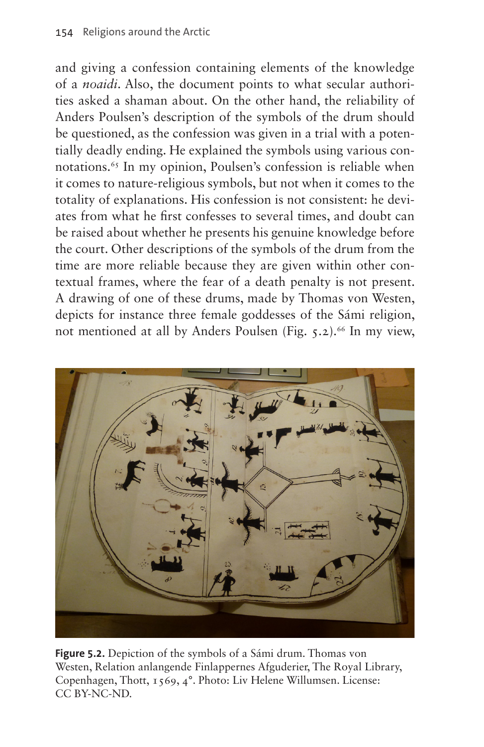and giving a confession containing elements of the knowledge of a *noaidi*. Also, the document points to what secular authorities asked a shaman about. On the other hand, the reliability of Anders Poulsen's description of the symbols of the drum should be questioned, as the confession was given in a trial with a potentially deadly ending. He explained the symbols using various connotations.[65] In my opinion, Poulsen's confession is reliable when it comes to nature-religious symbols, but not when it comes to the totality of explanations. His confession is not consistent: he deviates from what he first confesses to several times, and doubt can be raised about whether he presents his genuine knowledge before the court. Other descriptions of the symbols of the drum from the time are more reliable because they are given within other contextual frames, where the fear of a death penalty is not present. A drawing of one of these drums, made by Thomas von Westen, depicts for instance three female goddesses of the Sámi religion, not mentioned at all by Anders Poulsen (Fig. 5.2).[66] In my view,

**Figure 5.2.** Depiction of the symbols of a Sámi drum. Thomas von Westen, Relation anlangende Finlappernes Afguderier, The Royal Library, Copenhagen, Thott, 1569, 4°. Photo: Liv Helene Willumsen. License: CC BY-NC-ND.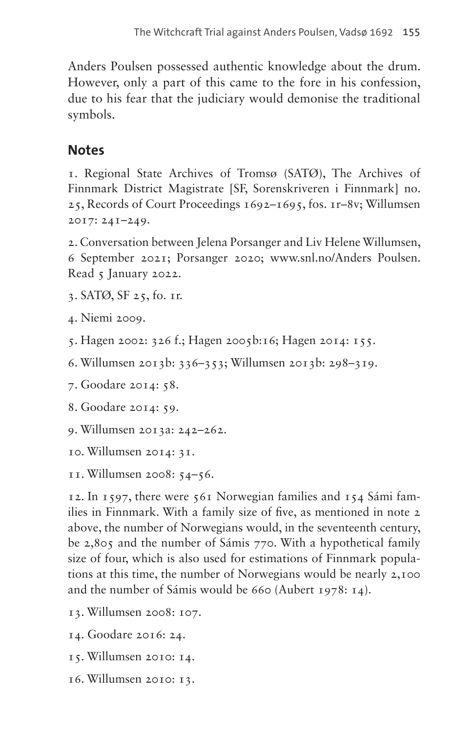Anders Poulsen possessed authentic knowledge about the drum. However, only a part of this came to the fore in his confession, due to his fear that the judiciary would demonise the traditional symbols.

## Notes

1. Regional State Archives of Tromsø (SATØ), The Archives of Finnmark District Magistrate [SF, Sorenskriveren i Finnmark] no. 25, Records of Court Proceedings 1692–1695, fos. 1r–8v; Willumsen 2017: 241–249.

2. Conversation between Jelena Porsanger and Liv Helene Willumsen, 6 September 2021; Porsanger 2020; www.snl.no/Anders Poulsen. Read 5 January 2022.

3. SATØ, SF 25, fo. 1r.

4. Niemi 2009.

5. Hagen 2002: 326 f.; Hagen 2005b:16; Hagen 2014: 155.

6. Willumsen 2013b: 336–353; Willumsen 2013b: 298–319.

7. Goodare 2014: 58.

8. Goodare 2014: 59.

9. Willumsen 2013a: 242–262.

10. Willumsen 2014: 31.

11. Willumsen 2008: 54–56.

12. In 1597, there were 561 Norwegian families and 154 Sámi families in Finnmark. With a family size of five, as mentioned in note 2 above, the number of Norwegians would, in the seventeenth century, be 2,805 and the number of Sámis 770. With a hypothetical family size of four, which is also used for estimations of Finnmark populations at this time, the number of Norwegians would be nearly 2,100 and the number of Sámis would be 660 (Aubert 1978: 14).

13. Willumsen 2008: 107.

14. Goodare 2016: 24.

15. Willumsen 2010: 14.

16. Willumsen 2010: 13.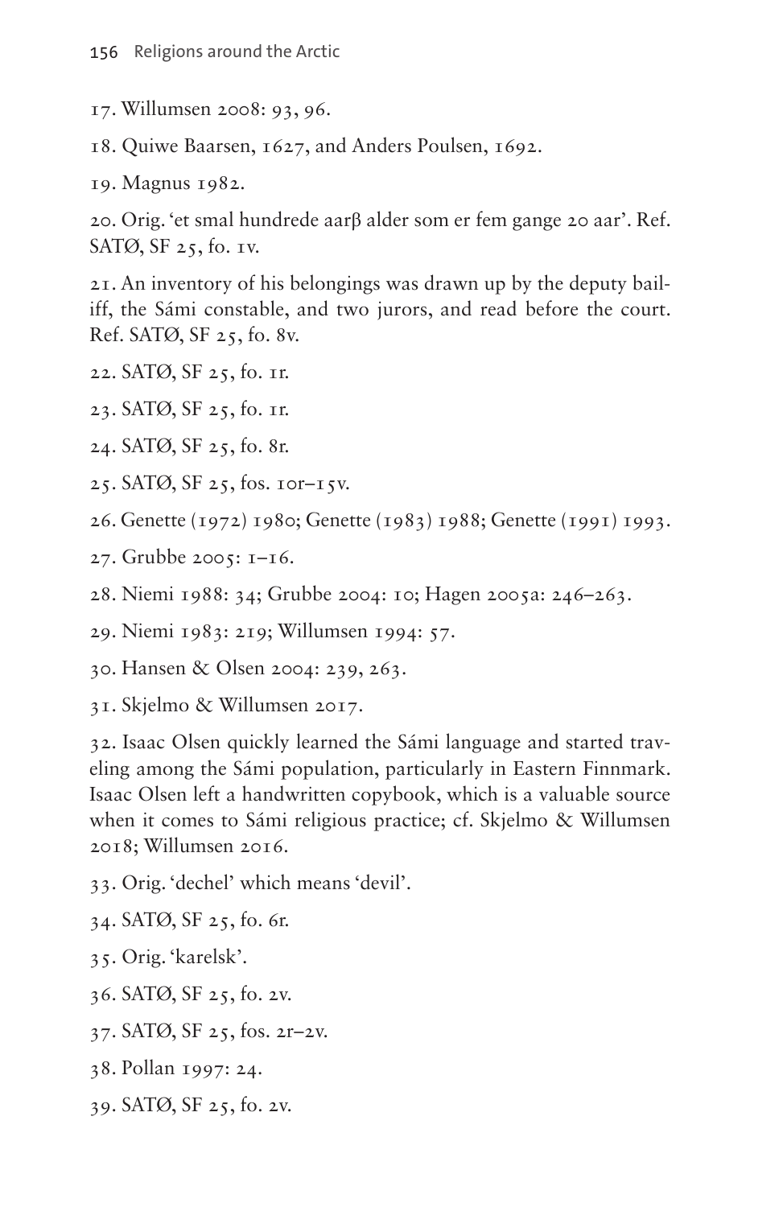17. Willumsen 2008: 93, 96.

18. Quiwe Baarsen, 1627, and Anders Poulsen, 1692.

19. Magnus 1982.

20. Orig. 'et smal hundrede aarβ alder som er fem gange 20 aar'. Ref. SATØ, SF 25, fo. 1v.

21. An inventory of his belongings was drawn up by the deputy bailiff, the Sámi constable, and two jurors, and read before the court. Ref. SATØ, SF 25, fo. 8v.

22. SATØ, SF 25, fo. 1r.

23. SATØ, SF 25, fo. 1r.

24. SATØ, SF 25, fo. 8r.

25. SATØ, SF 25, fos. 10r–15v.

26. Genette (1972) 1980; Genette (1983) 1988; Genette (1991) 1993.

27. Grubbe 2005: 1–16.

28. Niemi 1988: 34; Grubbe 2004: 10; Hagen 2005a: 246–263.

29. Niemi 1983: 219; Willumsen 1994: 57.

30. Hansen & Olsen 2004: 239, 263.

31. Skjelmo & Willumsen 2017.

32. Isaac Olsen quickly learned the Sámi language and started traveling among the Sámi population, particularly in Eastern Finnmark. Isaac Olsen left a handwritten copybook, which is a valuable source when it comes to Sámi religious practice; cf. Skjelmo & Willumsen 2018; Willumsen 2016.

33. Orig. 'dechel' which means 'devil'.

34. SATØ, SF 25, fo. 6r.

35. Orig. 'karelsk'.

36. SATØ, SF 25, fo. 2v.

37. SATØ, SF 25, fos. 2r–2v.

38. Pollan 1997: 24.

39. SATØ, SF 25, fo. 2v.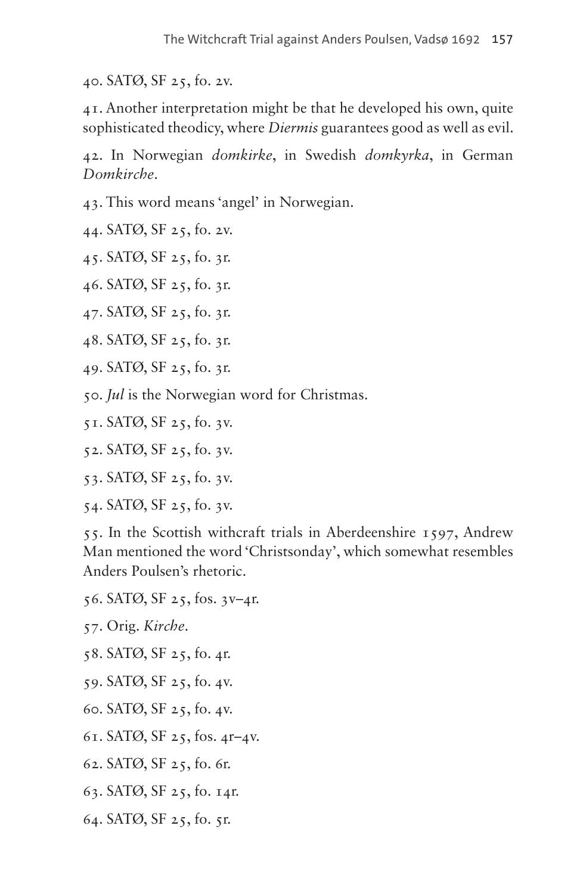40. SATØ, SF 25, fo. 2v.

41. Another interpretation might be that he developed his own, quite sophisticated theodicy, where *Diermis* guarantees good as well as evil.

42. In Norwegian *domkirke*, in Swedish *domkyrka*, in German *Domkirche*.

43. This word means 'angel' in Norwegian.

44. SATØ, SF 25, fo. 2v.

45. SATØ, SF 25, fo. 3r.

46. SATØ, SF 25, fo. 3r.

47. SATØ, SF 25, fo. 3r.

48. SATØ, SF 25, fo. 3r.

49. SATØ, SF 25, fo. 3r.

50. *Jul* is the Norwegian word for Christmas.

51. SATØ, SF 25, fo. 3v.

52. SATØ, SF 25, fo. 3v.

53. SATØ, SF 25, fo. 3v.

54. SATØ, SF 25, fo. 3v.

55. In the Scottish withcraft trials in Aberdeenshire 1597, Andrew Man mentioned the word 'Christsonday', which somewhat resembles Anders Poulsen's rhetoric.

56. SATØ, SF 25, fos. 3v–4r.

57. Orig. *Kirche*.

58. SATØ, SF 25, fo. 4r.

59. SATØ, SF 25, fo. 4v.

60. SATØ, SF 25, fo. 4v.

61. SATØ, SF 25, fos. 4r–4v.

62. SATØ, SF 25, fo. 6r.

63. SATØ, SF 25, fo. 14r.

64. SATØ, SF 25, fo. 5r.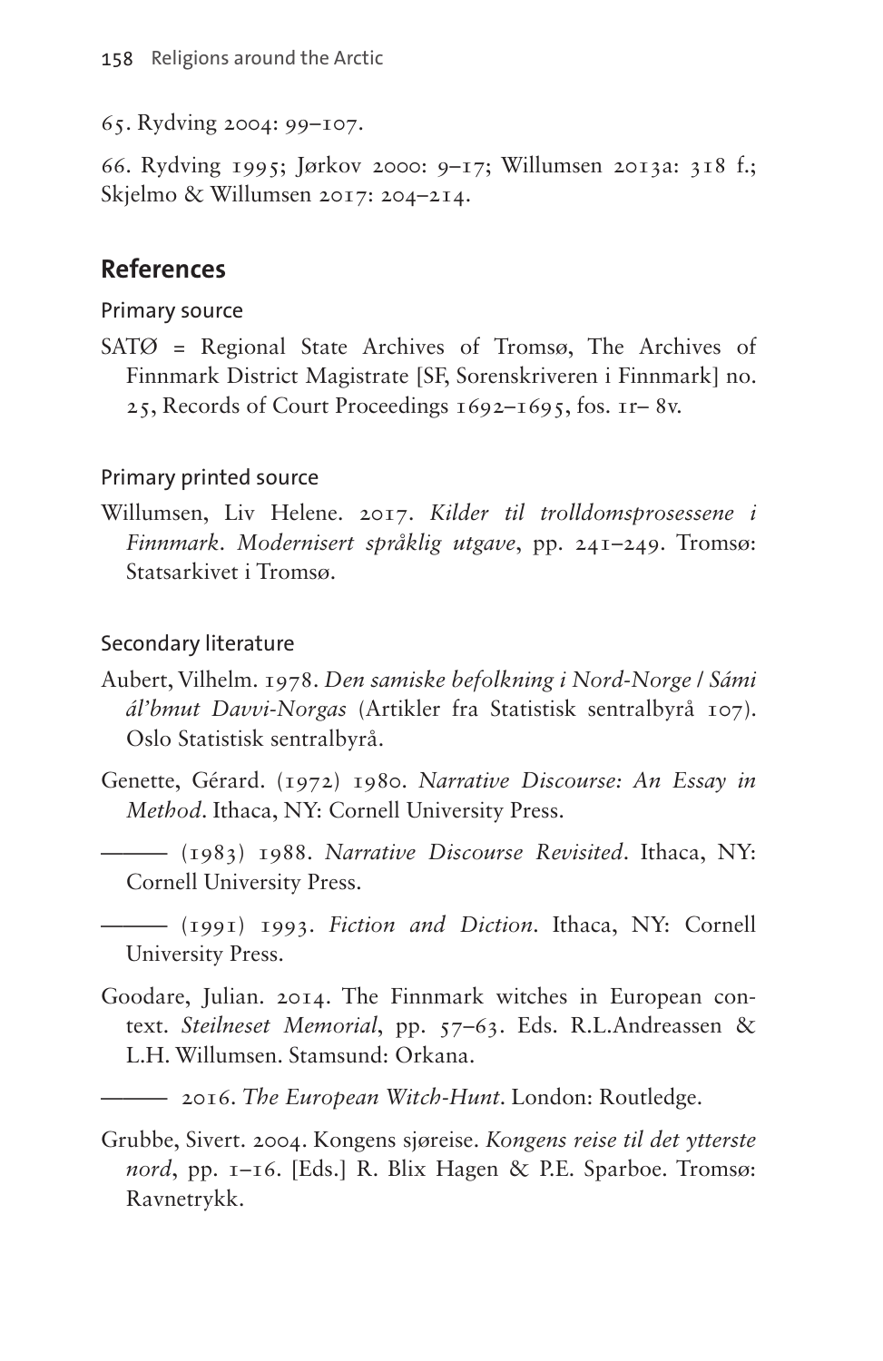65. Rydving 2004: 99–107.

66. Rydving 1995; Jørkov 2000: 9–17; Willumsen 2013a: 318 f.; Skjelmo & Willumsen 2017: 204–214.

## References

### Primary source

SATØ = Regional State Archives of Tromsø, The Archives of Finnmark District Magistrate [SF, Sorenskriveren i Finnmark] no. 25, Records of Court Proceedings 1692–1695, fos. 1r– 8v.

### Primary printed source

Willumsen, Liv Helene. 2017. *Kilder til trolldomsprosessene i Finnmark. Modernisert språklig utgave*, pp. 241–249. Tromsø: Statsarkivet i Tromsø.

### Secondary literature

Aubert, Vilhelm. 1978. *Den samiske befolkning i Nord-Norge / Sámi ál'bmut Davvi-Norgas* (Artikler fra Statistisk sentralbyrå 107). Oslo Statistisk sentralbyrå.

Genette, Gérard. (1972) 1980. *Narrative Discourse: An Essay in Method*. Ithaca, NY: Cornell University Press.

——— (1983) 1988. *Narrative Discourse Revisited*. Ithaca, NY: Cornell University Press.

——— (1991) 1993. *Fiction and Diction*. Ithaca, NY: Cornell University Press.

Goodare, Julian. 2014. The Finnmark witches in European context. *Steilneset Memorial*, pp. 57–63. Eds. R.L.Andreassen & L.H. Willumsen. Stamsund: Orkana.

——— 2016. *The European Witch-Hunt*. London: Routledge.

Grubbe, Sivert. 2004. Kongens sjøreise. *Kongens reise til det ytterste nord*, pp. 1–16. [Eds.] R. Blix Hagen & P.E. Sparboe. Tromsø: Ravnetrykk.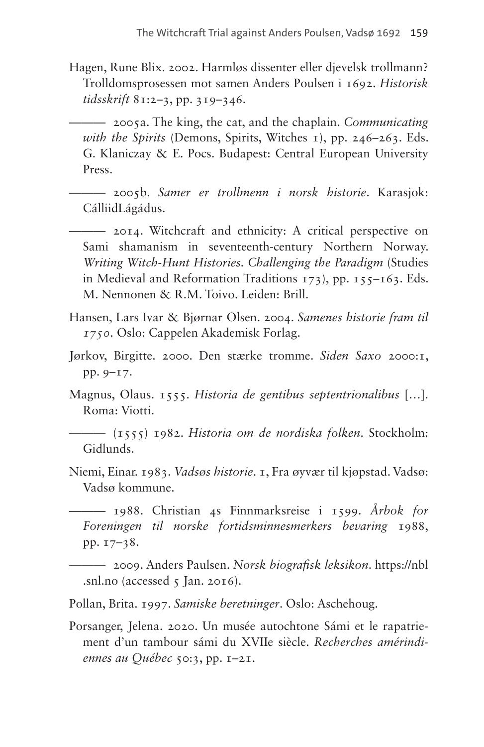Hagen, Rune Blix. 2002. Harmløs dissenter eller djevelsk trollmann? Trolldomsprosessen mot samen Anders Poulsen i 1692. *Historisk tidsskrift* 81:2–3, pp. 319–346.

——— 2005a. The king, the cat, and the chaplain. *Communicating with the Spirits* (Demons, Spirits, Witches 1), pp. 246–263. Eds. G. Klaniczay & E. Pocs. Budapest: Central European University Press.

——— 2005b. *Samer er trollmenn i norsk historie*. Karasjok: CálliidLágádus.

——— 2014. Witchcraft and ethnicity: A critical perspective on Sami shamanism in seventeenth-century Northern Norway. *Writing Witch-Hunt Histories. Challenging the Paradigm* (Studies in Medieval and Reformation Traditions 173), pp. 155–163. Eds. M. Nennonen & R.M. Toivo. Leiden: Brill.

Hansen, Lars Ivar & Bjørnar Olsen. 2004. *Samenes historie fram til 1750*. Oslo: Cappelen Akademisk Forlag.

Jørkov, Birgitte. 2000. Den stærke tromme. *Siden Saxo* 2000:1, pp. 9–17.

Magnus, Olaus. 1555. *Historia de gentibus septentrionalibus* [...]. Roma: Viotti.

——— (1555) 1982. *Historia om de nordiska folken*. Stockholm: Gidlunds.

Niemi, Einar. 1983. *Vadsøs historie*. 1, Fra øyvær til kjøpstad. Vadsø: Vadsø kommune.

——— 1988. Christian 4s Finnmarksreise i 1599. *Årbok for Foreningen til norske fortidsminnesmerkers bevaring* 1988, pp. 17–38.

——— 2009. Anders Paulsen. *Norsk biografisk leksikon*. https://nbl.snl.no (accessed 5 Jan. 2016).

Pollan, Brita. 1997. *Samiske beretninger*. Oslo: Aschehoug.

Porsanger, Jelena. 2020. Un musée autochtone Sámi et le rapatriement d'un tambour sámi du XVIIe siècle. *Recherches amérindiennes au Québec* 50:3, pp. 1–21.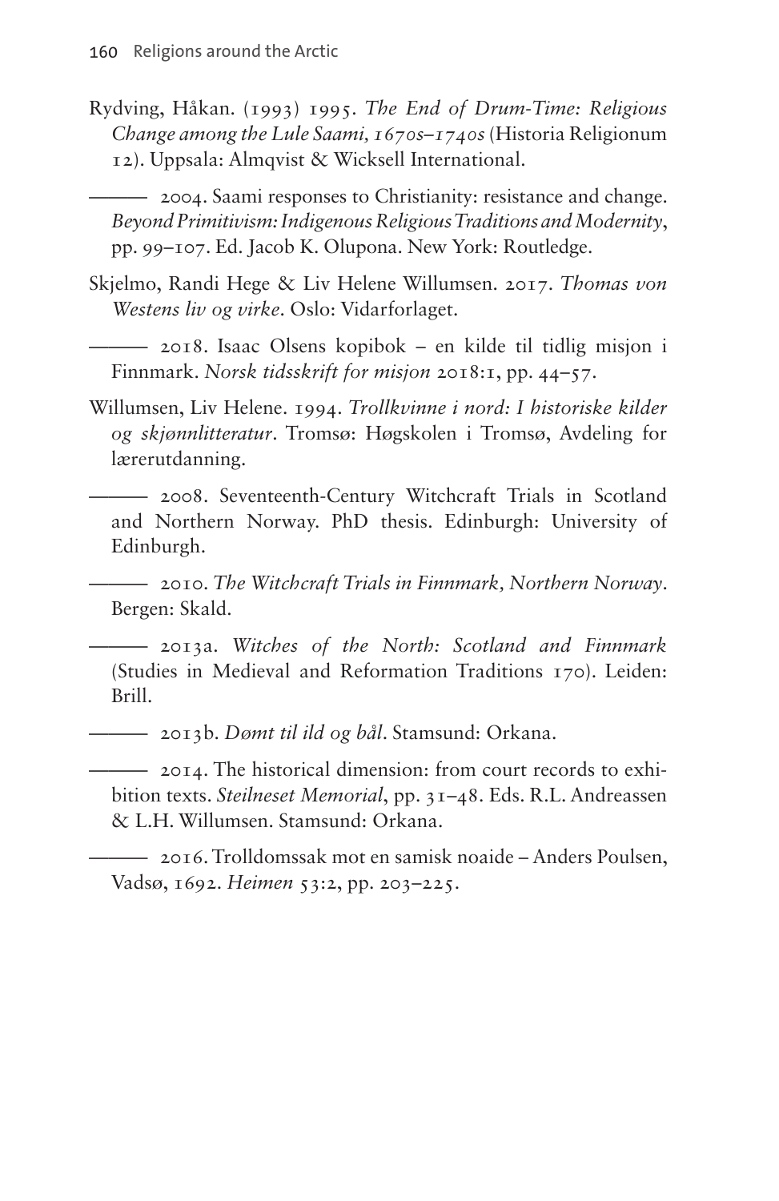Rydving, Håkan. (1993) 1995. *The End of Drum-Time: Religious Change among the Lule Saami, 1670s–1740s* (Historia Religionum 12). Uppsala: Almqvist & Wicksell International.

——— 2004. Saami responses to Christianity: resistance and change. *Beyond Primitivism: Indigenous Religious Traditions and Modernity*, pp. 99–107. Ed. Jacob K. Olupona. New York: Routledge.

Skjelmo, Randi Hege & Liv Helene Willumsen. 2017. *Thomas von Westens liv og virke*. Oslo: Vidarforlaget.

——— 2018. Isaac Olsens kopibok – en kilde til tidlig misjon i Finnmark. *Norsk tidsskrift for misjon* 2018:1, pp. 44–57.

Willumsen, Liv Helene. 1994. *Trollkvinne i nord: I historiske kilder og skjønnlitteratur*. Tromsø: Høgskolen i Tromsø, Avdeling for lærerutdanning.

——— 2008. Seventeenth-Century Witchcraft Trials in Scotland and Northern Norway. PhD thesis. Edinburgh: University of Edinburgh.

——— 2010. *The Witchcraft Trials in Finnmark, Northern Norway*. Bergen: Skald.

——— 2013a. *Witches of the North: Scotland and Finnmark* (Studies in Medieval and Reformation Traditions 170). Leiden: Brill.

——— 2013b. *Dømt til ild og bål*. Stamsund: Orkana.

——— 2014. The historical dimension: from court records to exhibition texts. *Steilneset Memorial*, pp. 31–48. Eds. R.L. Andreassen & L.H. Willumsen. Stamsund: Orkana.

——— 2016. Trolldomssak mot en samisk noaide – Anders Poulsen, Vadsø, 1692. *Heimen* 53:2, pp. 203–225.